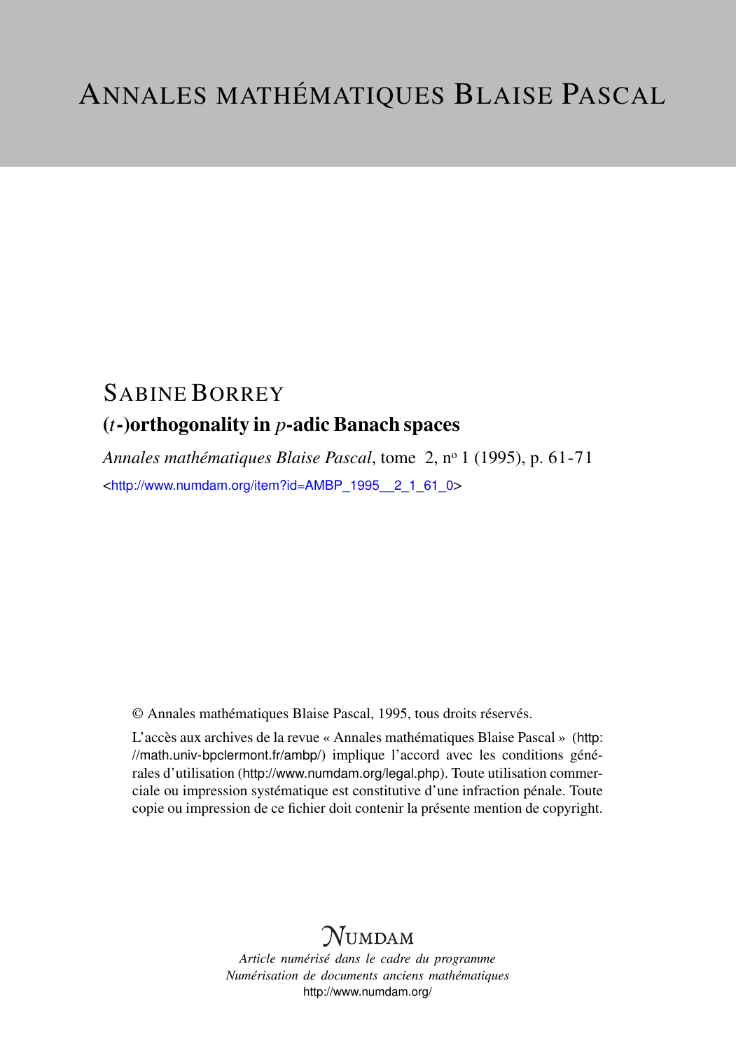# Annales mathématiques Blaise Pascal

## Sabine Borrey

### $(t$-)orthogonality in $p$-adic Banach spaces

*Annales mathématiques Blaise Pascal*, tome 2, nº 1 (1995), p. 61-71

<http://www.numdam.org/item?id=AMBP_1995__2_1_61_0>

© Annales mathématiques Blaise Pascal, 1995, tous droits réservés.

L'accès aux archives de la revue « Annales mathématiques Blaise Pascal » (http://math.univ-bpclermont.fr/ambp/) implique l'accord avec les conditions générales d'utilisation (http://www.numdam.org/legal.php). Toute utilisation commerciale ou impression systématique est constitutive d'une infraction pénale. Toute copie ou impression de ce fichier doit contenir la présente mention de copyright.

*Numdam*

*Article numérisé dans le cadre du programme*
*Numérisation de documents anciens mathématiques*
http://www.numdam.org/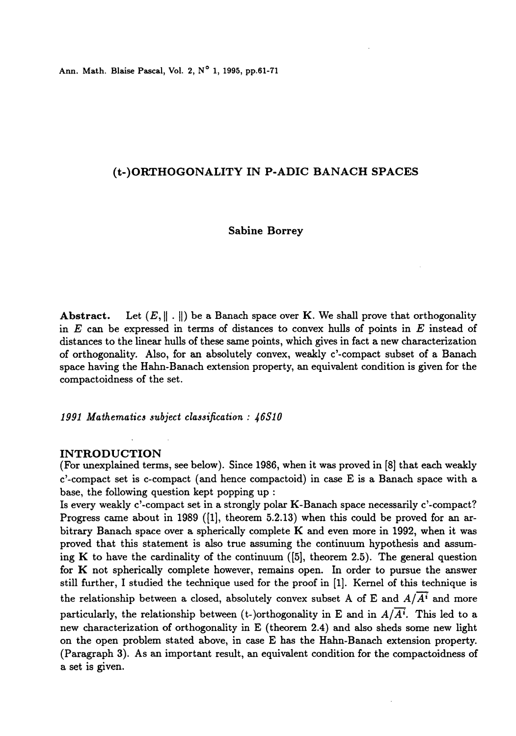Ann. Math. Blaise Pascal, Vol. 2, N° 1, 1995, pp.61-71

# (t-)ORTHOGONALITY IN P-ADIC BANACH SPACES

**Sabine Borrey**

**Abstract.** Let $(E, \| . \|)$ be a Banach space over $\mathbf{K}$. We shall prove that orthogonality in $E$ can be expressed in terms of distances to convex hulls of points in $E$ instead of distances to the linear hulls of these same points, which gives in fact a new characterization of orthogonality. Also, for an absolutely convex, weakly c'-compact subset of a Banach space having the Hahn-Banach extension property, an equivalent condition is given for the compactoidness of the set.

*1991 Mathematics subject classification : 46S10*

## INTRODUCTION

(For unexplained terms, see below). Since 1986, when it was proved in [8] that each weakly c'-compact set is c-compact (and hence compactoid) in case E is a Banach space with a base, the following question kept popping up :

Is every weakly c'-compact set in a strongly polar K-Banach space necessarily c'-compact? Progress came about in 1989 ([1], theorem 5.2.13) when this could be proved for an arbitrary Banach space over a spherically complete K and even more in 1992, when it was proved that this statement is also true assuming the continuum hypothesis and assuming K to have the cardinality of the continuum ([5], theorem 2.5). The general question for K not spherically complete however, remains open. In order to pursue the answer still further, I studied the technique used for the proof in [1]. Kernel of this technique is the relationship between a closed, absolutely convex subset A of E and $A/\overline{A^i}$ and more particularly, the relationship between (t-)orthogonality in E and in $A/\overline{A^i}$. This led to a new characterization of orthogonality in E (theorem 2.4) and also sheds some new light on the open problem stated above, in case E has the Hahn-Banach extension property. (Paragraph 3). As an important result, an equivalent condition for the compactoidness of a set is given.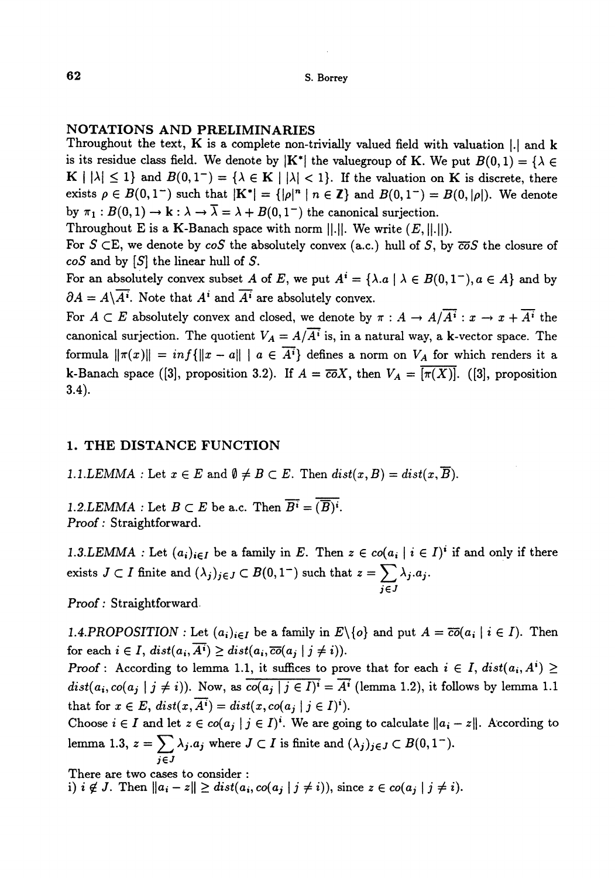## NOTATIONS AND PRELIMINARIES

Throughout the text, $\mathbf{K}$ is a complete non-trivially valued field with valuation $|.|$ and $\mathbf{k}$ is its residue class field. We denote by $|\mathbf{K}^*|$ the valuegroup of $\mathbf{K}$. We put $B(0,1) = \{\lambda \in \mathbf{K} \mid |\lambda| \leq 1\}$ and $B(0,1^-) = \{\lambda \in \mathbf{K} \mid |\lambda| < 1\}$. If the valuation on $\mathbf{K}$ is discrete, there exists $\rho \in B(0,1^-)$ such that $|\mathbf{K}^*| = \{|\rho|^n \mid n \in \mathbf{Z}\}$ and $B(0,1^-) = B(0,|\rho|)$. We denote by $\pi_1 : B(0,1) \to \mathbf{k} : \lambda \to \overline{\lambda} = \lambda + B(0,1^-)$ the canonical surjection.

Throughout E is a $\mathbf{K}$-Banach space with norm $\|.\|$. We write $(E, \|.\|)$.

For $S \subset$E, we denote by $coS$ the absolutely convex (a.c.) hull of $S$, by $\overline{co}S$ the closure of $coS$ and by $[S]$ the linear hull of $S$.

For an absolutely convex subset $A$ of $E$, we put $A^i = \{\lambda.a \mid \lambda \in B(0,1^-), a \in A\}$ and by $\partial A = A \backslash \overline{A^i}$. Note that $A^i$ and $\overline{A^i}$ are absolutely convex.

For $A \subset E$ absolutely convex and closed, we denote by $\pi : A \to A/\overline{A^i} : x \to x + \overline{A^i}$ the canonical surjection. The quotient $V_A = A/\overline{A^i}$ is, in a natural way, a $\mathbf{k}$-vector space. The formula $\|\pi(x)\| = inf\{\|x - a\| \mid a \in \overline{A^i}\}$ defines a norm on $V_A$ for which renders it a k-Banach space ([3], proposition 3.2). If $A = \overline{co}X$, then $V_A = \overline{[\pi(X)]}$. ([3], proposition 3.4).

## 1. THE DISTANCE FUNCTION

*1.1.LEMMA* : Let $x \in E$ and $\emptyset \neq B \subset E$. Then $dist(x, B) = dist(x, \overline{B})$.

*1.2.LEMMA* : Let $B \subset E$ be a.c. Then $\overline{B^i} = \overline{(\overline{B})^i}$.
*Proof* : Straightforward.

*1.3.LEMMA* : Let $(a_i)_{i \in I}$ be a family in $E$. Then $z \in co(a_i \mid i \in I)^i$ if and only if there exists $J \subset I$ finite and $(\lambda_j)_{j \in J} \subset B(0,1^-)$ such that $z = \sum_{j \in J} \lambda_j.a_j$.
*Proof* : Straightforward.

*1.4.PROPOSITION* : Let $(a_i)_{i \in I}$ be a family in $E \backslash \{o\}$ and put $A = \overline{co}(a_i \mid i \in I)$. Then for each $i \in I$, $dist(a_i, \overline{A^i}) \geq dist(a_i, \overline{co}(a_j \mid j \neq i))$.
*Proof* : According to lemma 1.1, it suffices to prove that for each $i \in I$, $dist(a_i, A^i) \geq dist(a_i, co(a_j \mid j \neq i))$. Now, as $\overline{co(a_j \mid j \in I)^i} = \overline{A^i}$ (lemma 1.2), it follows by lemma 1.1 that for $x \in E$, $dist(x, \overline{A^i}) = dist(x, co(a_j \mid j \in I)^i)$.

Choose $i \in I$ and let $z \in co(a_j \mid j \in I)^i$. We are going to calculate $\|a_i - z\|$. According to lemma 1.3, $z = \sum_{j \in J} \lambda_j.a_j$ where $J \subset I$ is finite and $(\lambda_j)_{j \in J} \subset B(0,1^-)$.

There are two cases to consider :

i) $i \notin J$. Then $\|a_i - z\| \geq dist(a_i, co(a_j \mid j \neq i))$, since $z \in co(a_j \mid j \neq i)$.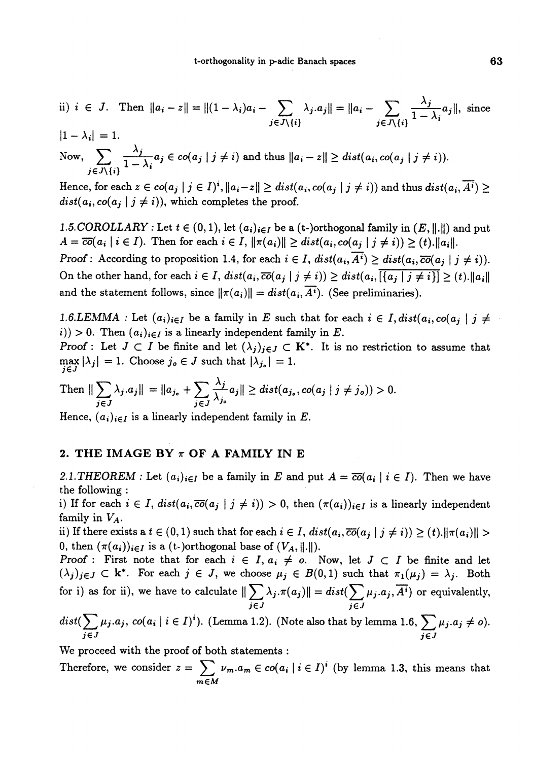ii) $i \in J$. Then $\|a_i - z\| = \|(1-\lambda_i)a_i - \sum_{j \in J\setminus\{i\}} \lambda_j.a_j\| = \|a_i - \sum_{j\in J\setminus\{i\}} \frac{\lambda_j}{1-\lambda_i} a_j\|$, since $|1-\lambda_i| = 1$.

Now, $\sum_{j\in J\setminus\{i\}} \frac{\lambda_j}{1-\lambda_i} a_j \in co(a_j \mid j \neq i)$ and thus $\|a_i - z\| \geq dist(a_i, co(a_j \mid j \neq i))$.

Hence, for each $z \in co(a_j \mid j \in I)^i$, $\|a_i - z\| \geq dist(a_i, co(a_j \mid j \neq i))$ and thus $dist(a_i, \overline{A^i}) \geq dist(a_i, co(a_j \mid j \neq i))$, which completes the proof.

*1.5.COROLLARY* : Let $t \in (0,1)$, let $(a_i)_{i\in I}$ be a (t-)orthogonal family in $(E, \|.\|)$ and put $A = \overline{co}(a_i \mid i \in I)$. Then for each $i \in I$, $\|\pi(a_i)\| \geq dist(a_i, co(a_j \mid j \neq i)) \geq (t).\|a_i\|$.

*Proof*: According to proposition 1.4, for each $i \in I$, $dist(a_i, \overline{A^i}) \geq dist(a_i, \overline{co}(a_j \mid j \neq i))$. On the other hand, for each $i \in I$, $dist(a_i, \overline{co}(a_j \mid j \neq i)) \geq dist(a_i, \overline{[\{a_j \mid j \neq i\}]}) \geq (t).\|a_i\|$ and the statement follows, since $\|\pi(a_i)\| = dist(a_i, \overline{A^i})$. (See preliminaries).

*1.6.LEMMA* : Let $(a_i)_{i\in I}$ be a family in $E$ such that for each $i \in I$, $dist(a_i, co(a_j \mid j \neq i)) > 0$. Then $(a_i)_{i\in I}$ is a linearly independent family in $E$.

*Proof* : Let $J \subset I$ be finite and let $(\lambda_j)_{j\in J} \subset \mathbf{K}^*$. It is no restriction to assume that $\max_{j\in J} |\lambda_j| = 1$. Choose $j_o \in J$ such that $|\lambda_{j_o}| = 1$.

Then $\|\sum_{j\in J} \lambda_j.a_j\| = \|a_{j_o} + \sum_{j\in J} \frac{\lambda_j}{\lambda_{j_o}} a_j\| \geq dist(a_{j_o}, co(a_j \mid j \neq j_o)) > 0$.

Hence, $(a_i)_{i\in I}$ is a linearly independent family in $E$.

## 2. THE IMAGE BY $\pi$ OF A FAMILY IN E

*2.1.THEOREM* : Let $(a_i)_{i\in I}$ be a family in $E$ and put $A = \overline{co}(a_i \mid i \in I)$. Then we have the following :

i) If for each $i \in I$, $dist(a_i, \overline{co}(a_j \mid j \neq i)) > 0$, then $(\pi(a_i))_{i\in I}$ is a linearly independent family in $V_A$.

ii) If there exists a $t \in (0,1)$ such that for each $i \in I$, $dist(a_i, \overline{co}(a_j \mid j \neq i)) \geq (t).\|\pi(a_i)\| > 0$, then $(\pi(a_i))_{i\in I}$ is a (t-)orthogonal base of $(V_A, \|.\|)$.

*Proof* : First note that for each $i \in I$, $a_i \neq o$. Now, let $J \subset I$ be finite and let $(\lambda_j)_{j\in J} \subset \mathbf{k}^*$. For each $j \in J$, we choose $\mu_j \in B(0,1)$ such that $\pi_1(\mu_j) = \lambda_j$. Both for i) as for ii), we have to calculate $\|\sum_{j\in J} \lambda_j.\pi(a_j)\| = dist(\sum_{j\in J} \mu_j.a_j, \overline{A^i})$ or equivalently, $dist(\sum_{j\in J} \mu_j.a_j,\ co(a_i \mid i \in I)^i)$. (Lemma 1.2). (Note also that by lemma 1.6, $\sum_{j\in J} \mu_j.a_j \neq o$).

We proceed with the proof of both statements :

Therefore, we consider $z = \sum_{m\in M} \nu_m.a_m \in co(a_i \mid i \in I)^i$ (by lemma 1.3, this means that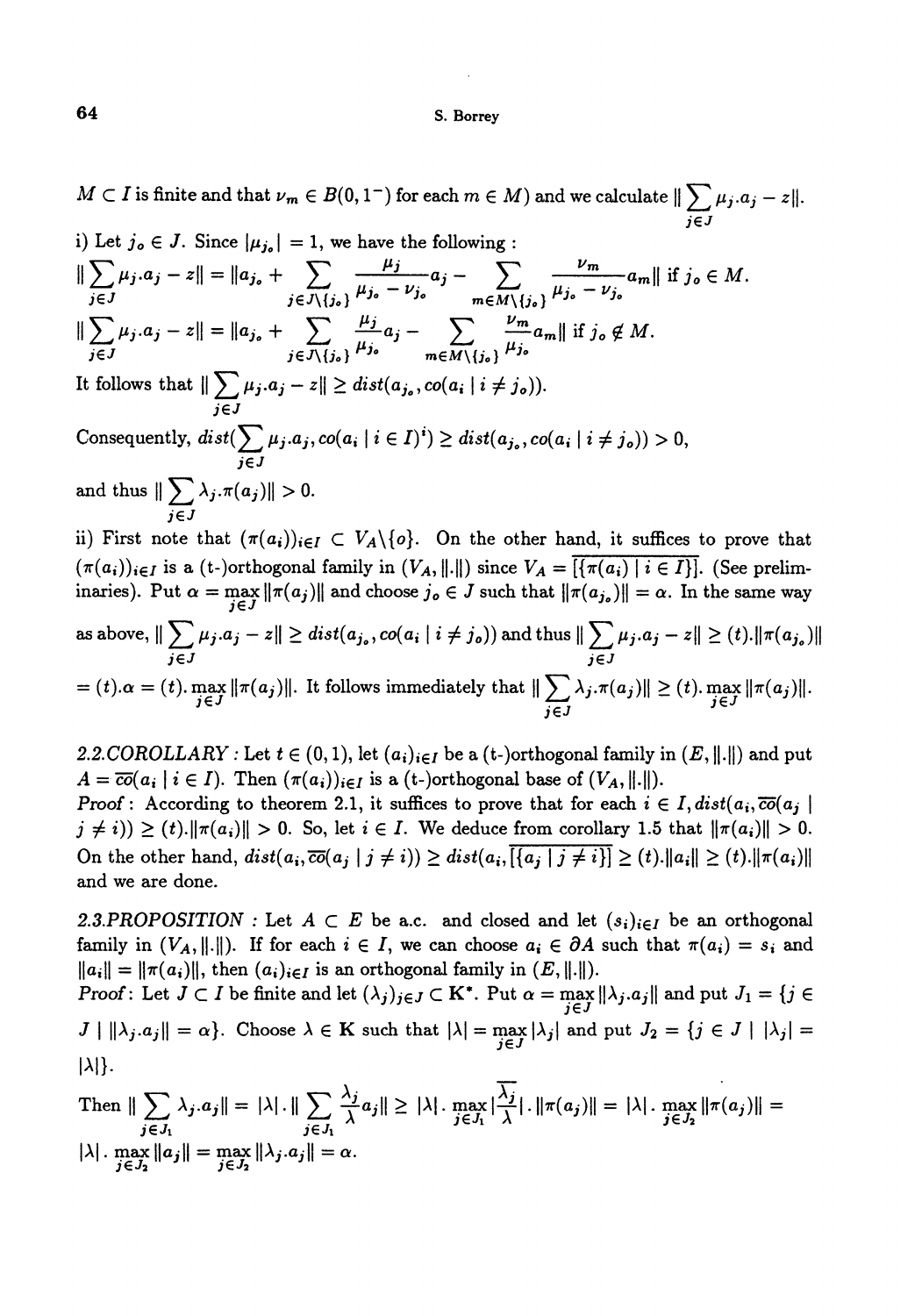$M \subset I$ is finite and that $\nu_m \in B(0, 1^-)$ for each $m \in M$) and we calculate $\| \sum_{j \in J} \mu_j . a_j - z \|$.

i) Let $j_o \in J$. Since $|\mu_{j_o}| = 1$, we have the following :

$\| \sum_{j \in J} \mu_j . a_j - z \| = \| a_{j_o} + \sum_{j \in J \setminus \{j_o\}} \frac{\mu_j}{\mu_{j_o} - \nu_{j_o}} a_j - \sum_{m \in M \setminus \{j_o\}} \frac{\nu_m}{\mu_{j_o} - \nu_{j_o}} a_m \|$ if $j_o \in M$.

$\| \sum_{j \in J} \mu_j . a_j - z \| = \| a_{j_o} + \sum_{j \in J \setminus \{j_o\}} \frac{\mu_j}{\mu_{j_o}} a_j - \sum_{m \in M \setminus \{j_o\}} \frac{\nu_m}{\mu_{j_o}} a_m \|$ if $j_o \notin M$.

It follows that $\| \sum_{j \in J} \mu_j . a_j - z \| \geq dist(a_{j_o}, co(a_i \mid i \neq j_o))$.

Consequently, $dist(\sum_{j \in J} \mu_j . a_j, co(a_i \mid i \in I)^i) \geq dist(a_{j_o}, co(a_i \mid i \neq j_o)) > 0$,

and thus $\| \sum_{j \in J} \lambda_j . \pi(a_j) \| > 0$.

ii) First note that $(\pi(a_i))_{i \in I} \subset V_A \setminus \{o\}$. On the other hand, it suffices to prove that $(\pi(a_i))_{i \in I}$ is a (t-)orthogonal family in $(V_A, \|.\|)$ since $V_A = \overline{[\{\pi(a_i) \mid i \in I\}]}$. (See preliminaries). Put $\alpha = \max_{j \in J} \| \pi(a_j) \|$ and choose $j_o \in J$ such that $\| \pi(a_{j_o}) \| = \alpha$. In the same way as above, $\| \sum_{j \in J} \mu_j . a_j - z \| \geq dist(a_{j_o}, co(a_i \mid i \neq j_o))$ and thus $\| \sum_{j \in J} \mu_j . a_j - z \| \geq (t) . \| \pi(a_{j_o}) \|$ $= (t) . \alpha = (t) . \max_{j \in J} \| \pi(a_j) \|$. It follows immediately that $\| \sum_{j \in J} \lambda_j . \pi(a_j) \| \geq (t) . \max_{j \in J} \| \pi(a_j) \|$.

*2.2.COROLLARY* : Let $t \in (0, 1)$, let $(a_i)_{i \in I}$ be a (t-)orthogonal family in $(E, \|.\|)$ and put $A = \overline{co}(a_i \mid i \in I)$. Then $(\pi(a_i))_{i \in I}$ is a (t-)orthogonal base of $(V_A, \|.\|)$.

*Proof* : According to theorem 2.1, it suffices to prove that for each $i \in I, dist(a_i, \overline{co}(a_j \mid j \neq i)) \geq (t) . \| \pi(a_i) \| > 0$. So, let $i \in I$. We deduce from corollary 1.5 that $\| \pi(a_i) \| > 0$. On the other hand, $dist(a_i, \overline{co}(a_j \mid j \neq i)) \geq dist(a_i, \overline{[\{a_j \mid j \neq i\}]}) \geq (t) . \| a_i \| \geq (t) . \| \pi(a_i) \|$ and we are done.

*2.3.PROPOSITION* : Let $A \subset E$ be a.c. and closed and let $(s_i)_{i \in I}$ be an orthogonal family in $(V_A, \|.\|)$. If for each $i \in I$, we can choose $a_i \in \partial A$ such that $\pi(a_i) = s_i$ and $\| a_i \| = \| \pi(a_i) \|$, then $(a_i)_{i \in I}$ is an orthogonal family in $(E, \|.\|)$.

*Proof* : Let $J \subset I$ be finite and let $(\lambda_j)_{j \in J} \subset \mathbf{K}^*$. Put $\alpha = \max_{j \in J} \| \lambda_j . a_j \|$ and put $J_1 = \{ j \in J \mid \| \lambda_j . a_j \| = \alpha \}$. Choose $\lambda \in \mathbf{K}$ such that $|\lambda| = \max_{j \in J} |\lambda_j|$ and put $J_2 = \{ j \in J \mid |\lambda_j| = |\lambda| \}$.

Then $\| \sum_{j \in J_1} \lambda_j . a_j \| = |\lambda| . \| \sum_{j \in J_1} \frac{\lambda_j}{\lambda} a_j \| \geq |\lambda| . \max_{j \in J_1} |\overline{\frac{\lambda_j}{\lambda}}| . \| \pi(a_j) \| = |\lambda| . \max_{j \in J_2} \| \pi(a_j) \| =$ $|\lambda| . \max_{j \in J_2} \| a_j \| = \max_{j \in J_2} \| \lambda_j . a_j \| = \alpha$.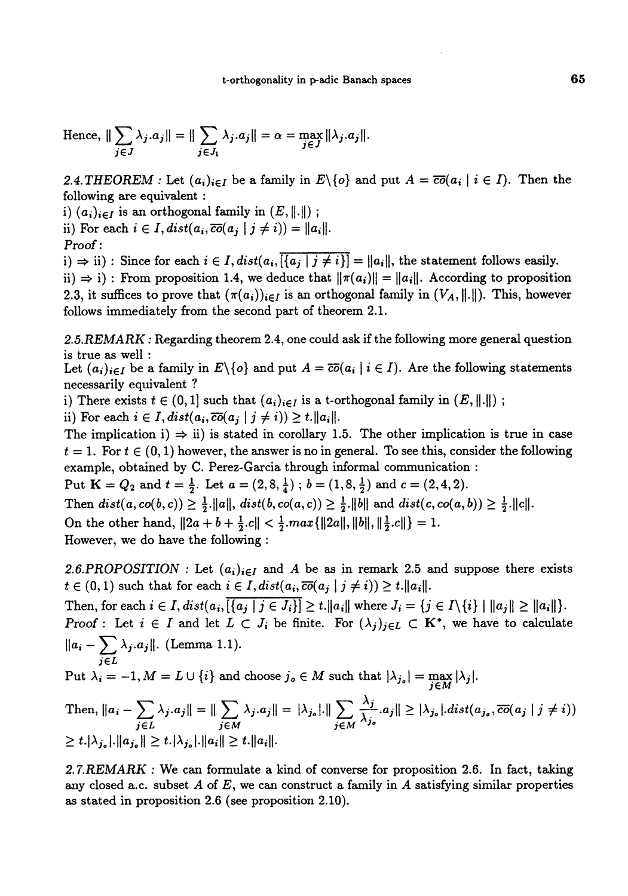Hence, $\|\sum_{j\in J}\lambda_j.a_j\| = \|\sum_{j\in J_1}\lambda_j.a_j\| = \alpha = \max_{j\in J}\|\lambda_j.a_j\|$.

*2.4.THEOREM* : Let $(a_i)_{i\in I}$ be a family in $E\backslash\{o\}$ and put $A = \overline{co}(a_i \mid i \in I)$. Then the following are equivalent :

i) $(a_i)_{i\in I}$ is an orthogonal family in $(E, \|.\|)$ ;

ii) For each $i \in I, dist(a_i, \overline{co}(a_j \mid j \neq i)) = \|a_i\|$.

*Proof* :

i) $\Rightarrow$ ii) : Since for each $i \in I, dist(a_i, \overline{[\{a_j \mid j \neq i\}]} = \|a_i\|$, the statement follows easily.

ii) $\Rightarrow$ i) : From proposition 1.4, we deduce that $\|\pi(a_i)\| = \|a_i\|$. According to proposition 2.3, it suffices to prove that $(\pi(a_i))_{i\in I}$ is an orthogonal family in $(V_A, \|.\|)$. This, however follows immediately from the second part of theorem 2.1.

*2.5.REMARK* : Regarding theorem 2.4, one could ask if the following more general question is true as well :

Let $(a_i)_{i\in I}$ be a family in $E\backslash\{o\}$ and put $A = \overline{co}(a_i \mid i \in I)$. Are the following statements necessarily equivalent ?

i) There exists $t \in (0, 1]$ such that $(a_i)_{i\in I}$ is a t-orthogonal family in $(E, \|.\|)$ ;

ii) For each $i \in I, dist(a_i, \overline{co}(a_j \mid j \neq i)) \geq t.\|a_i\|$.

The implication i) $\Rightarrow$ ii) is stated in corollary 1.5. The other implication is true in case $t = 1$. For $t \in (0, 1)$ however, the answer is no in general. To see this, consider the following example, obtained by C. Perez-Garcia through informal communication :

Put $\mathbf{K} = Q_2$ and $t = \frac{1}{2}$. Let $a = (2, 8, \frac{1}{4})$ ; $b = (1, 8, \frac{1}{2})$ and $c = (2, 4, 2)$.

Then $dist(a, co(b, c)) \geq \frac{1}{2}.\|a\|$, $dist(b, co(a, c)) \geq \frac{1}{2}.\|b\|$ and $dist(c, co(a, b)) \geq \frac{1}{2}.\|c\|$.

On the other hand, $\|2a + b + \frac{1}{2}.c\| < \frac{1}{2}.max\{\|2a\|, \|b\|, \|\frac{1}{2}.c\|\} = 1$.

However, we do have the following :

*2.6.PROPOSITION* : Let $(a_i)_{i\in I}$ and $A$ be as in remark 2.5 and suppose there exists $t \in (0, 1)$ such that for each $i \in I, dist(a_i, \overline{co}(a_j \mid j \neq i)) \geq t.\|a_i\|$.

Then, for each $i \in I, dist(a_i, \overline{[\{a_j \mid j \in J_i\}]} \geq t.\|a_i\|$ where $J_i = \{j \in I\backslash\{i\} \mid \|a_j\| \geq \|a_i\|\}$.

*Proof* : Let $i \in I$ and let $L \subset J_i$ be finite. For $(\lambda_j)_{j\in L} \subset \mathbf{K}^*$, we have to calculate $\|a_i - \sum_{j\in L}\lambda_j.a_j\|$. (Lemma 1.1).

Put $\lambda_i = -1, M = L \cup \{i\}$ and choose $j_o \in M$ such that $|\lambda_{j_o}| = \max_{j\in M}|\lambda_j|$.

Then, $\|a_i - \sum_{j\in L}\lambda_j.a_j\| = \|\sum_{j\in M}\lambda_j.a_j\| = |\lambda_{j_o}|.\|\sum_{j\in M}\frac{\lambda_j}{\lambda_{j_o}}.a_j\| \geq |\lambda_{j_o}|.dist(a_{j_o}, \overline{co}(a_j \mid j \neq i))$

$\geq t.|\lambda_{j_o}|.\|a_{j_o}\| \geq t.|\lambda_{j_o}|.\|a_i\| \geq t.\|a_i\|$.

*2.7.REMARK* : We can formulate a kind of converse for proposition 2.6. In fact, taking any closed a.c. subset $A$ of $E$, we can construct a family in $A$ satisfying similar properties as stated in proposition 2.6 (see proposition 2.10).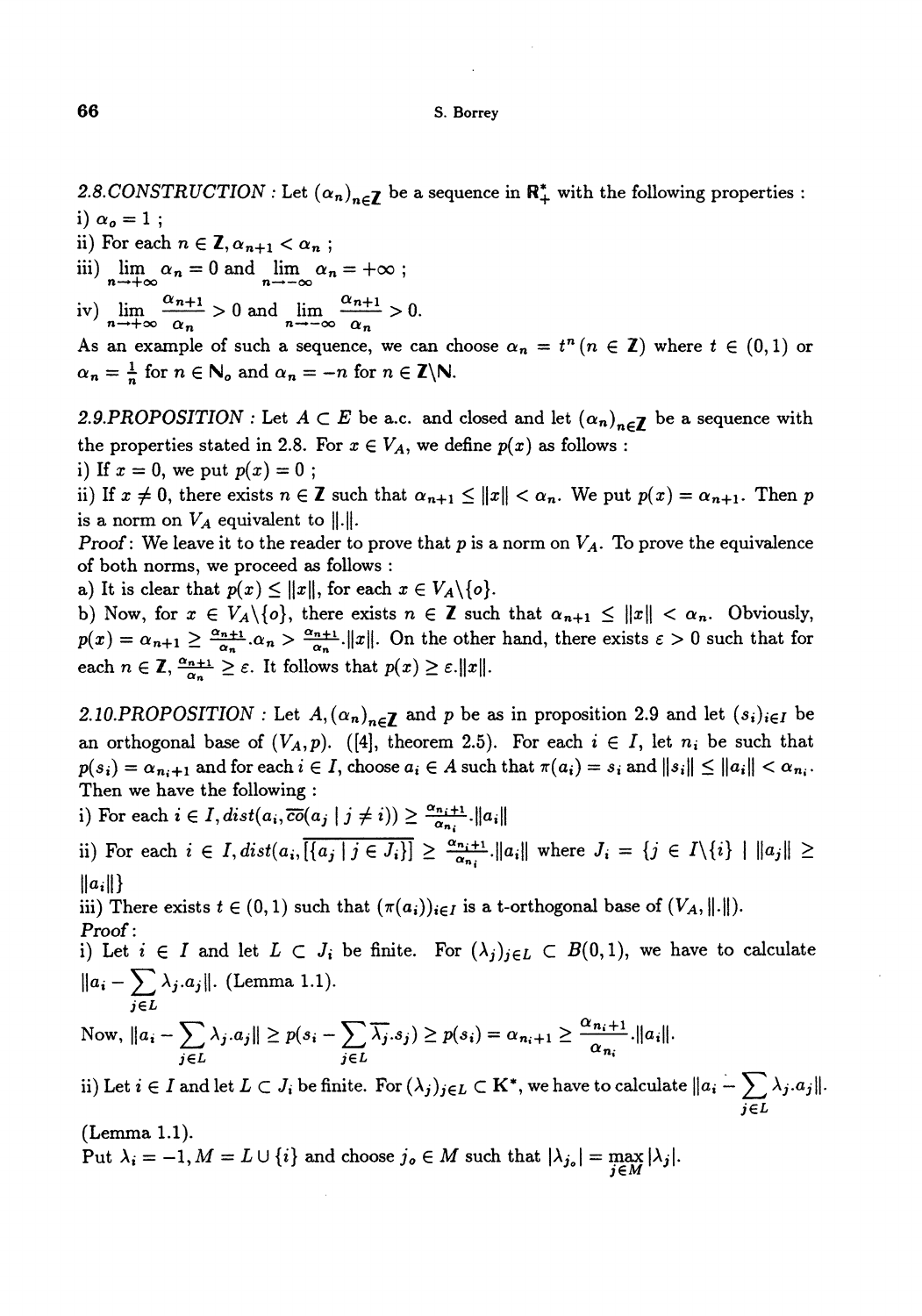2.8.*CONSTRUCTION* : Let $(\alpha_n)_{n\in\mathbf{Z}}$ be a sequence in $\mathbf{R}_+^*$ with the following properties :
i) $\alpha_o = 1$ ;
ii) For each $n \in \mathbf{Z}, \alpha_{n+1} < \alpha_n$ ;
iii) $\lim\limits_{n\to+\infty} \alpha_n = 0$ and $\lim\limits_{n\to-\infty} \alpha_n = +\infty$ ;
iv) $\lim\limits_{n\to+\infty} \frac{\alpha_{n+1}}{\alpha_n} > 0$ and $\lim\limits_{n\to-\infty} \frac{\alpha_{n+1}}{\alpha_n} > 0$.
As an example of such a sequence, we can choose $\alpha_n = t^n (n \in \mathbf{Z})$ where $t \in (0,1)$ or $\alpha_n = \frac{1}{n}$ for $n \in \mathbf{N}_o$ and $\alpha_n = -n$ for $n \in \mathbf{Z}\backslash\mathbf{N}$.

2.9.*PROPOSITION* : Let $A \subset E$ be a.c. and closed and let $(\alpha_n)_{n\in\mathbf{Z}}$ be a sequence with the properties stated in 2.8. For $x \in V_A$, we define $p(x)$ as follows :
i) If $x = 0$, we put $p(x) = 0$ ;
ii) If $x \neq 0$, there exists $n \in \mathbf{Z}$ such that $\alpha_{n+1} \leq \|x\| < \alpha_n$. We put $p(x) = \alpha_{n+1}$. Then $p$ is a norm on $V_A$ equivalent to $\|.\|$.
*Proof*: We leave it to the reader to prove that $p$ is a norm on $V_A$. To prove the equivalence of both norms, we proceed as follows :
a) It is clear that $p(x) \leq \|x\|$, for each $x \in V_A\backslash\{o\}$.
b) Now, for $x \in V_A\backslash\{o\}$, there exists $n \in \mathbf{Z}$ such that $\alpha_{n+1} \leq \|x\| < \alpha_n$. Obviously, $p(x) = \alpha_{n+1} \geq \frac{\alpha_{n+1}}{\alpha_n}.\alpha_n > \frac{\alpha_{n+1}}{\alpha_n}.\|x\|$. On the other hand, there exists $\varepsilon > 0$ such that for each $n \in \mathbf{Z}$, $\frac{\alpha_{n+1}}{\alpha_n} \geq \varepsilon$. It follows that $p(x) \geq \varepsilon.\|x\|$.

2.10.*PROPOSITION* : Let $A, (\alpha_n)_{n\in\mathbf{Z}}$ and $p$ be as in proposition 2.9 and let $(s_i)_{i\in I}$ be an orthogonal base of $(V_A, p)$. ([4], theorem 2.5). For each $i \in I$, let $n_i$ be such that $p(s_i) = \alpha_{n_i+1}$ and for each $i \in I$, choose $a_i \in A$ such that $\pi(a_i) = s_i$ and $\|s_i\| \leq \|a_i\| < \alpha_{n_i}$. Then we have the following :
i) For each $i \in I, dist(a_i, \overline{co}(a_j \mid j \neq i)) \geq \frac{\alpha_{n_i+1}}{\alpha_{n_i}}.\|a_i\|$
ii) For each $i \in I, dist(a_i, \overline{[\{a_j \mid j \in J_i\}]} \geq \frac{\alpha_{n_i+1}}{\alpha_{n_i}}.\|a_i\|$ where $J_i = \{j \in I\backslash\{i\} \mid \|a_j\| \geq \|a_i\|\}$
iii) There exists $t \in (0,1)$ such that $(\pi(a_i))_{i\in I}$ is a t-orthogonal base of $(V_A, \|.\|)$.
*Proof*:
i) Let $i \in I$ and let $L \subset J_i$ be finite. For $(\lambda_j)_{j\in L} \subset B(0,1)$, we have to calculate $\|a_i - \sum\limits_{j\in L} \lambda_j.a_j\|$. (Lemma 1.1).
Now, $\|a_i - \sum\limits_{j\in L} \lambda_j.a_j\| \geq p(s_i - \sum\limits_{j\in L} \overline{\lambda_j}.s_j) \geq p(s_i) = \alpha_{n_i+1} \geq \frac{\alpha_{n_i+1}}{\alpha_{n_i}}.\|a_i\|$.
ii) Let $i \in I$ and let $L \subset J_i$ be finite. For $(\lambda_j)_{j\in L} \subset \mathbf{K}^*$, we have to calculate $\|a_i - \sum\limits_{j\in L} \lambda_j.a_j\|$. (Lemma 1.1).
Put $\lambda_i = -1, M = L \cup \{i\}$ and choose $j_o \in M$ such that $|\lambda_{j_o}| = \max\limits_{j\in M} |\lambda_j|$.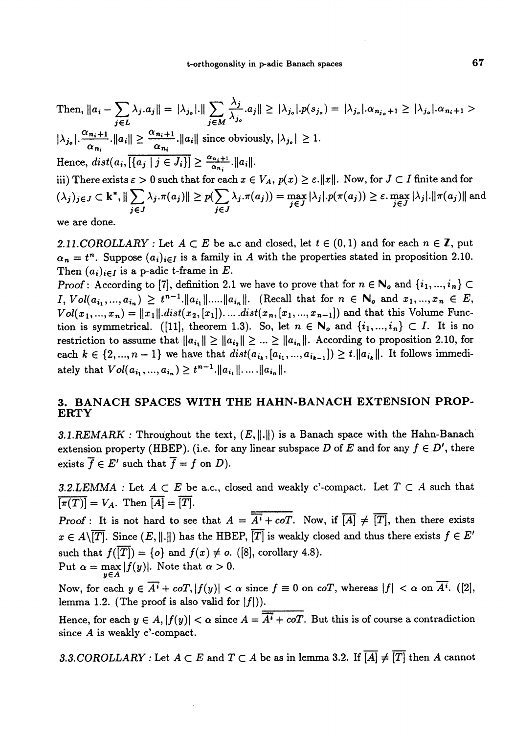Then, $\|a_i - \sum_{j\in L} \lambda_j.a_j\| = |\lambda_{j_o}|.\| \sum_{j\in M} \frac{\lambda_j}{\lambda_{j_o}}.a_j\| \geq |\lambda_{j_o}|.p(s_{j_o}) = |\lambda_{j_o}|.\alpha_{n_{j_o}+1} \geq |\lambda_{j_o}|.\alpha_{n_i+1} >$ $|\lambda_{j_o}|.\frac{\alpha_{n_i+1}}{\alpha_{n_i}}.\|a_i\| \geq \frac{\alpha_{n_i+1}}{\alpha_{n_i}}.\|a_i\|$ since obviously, $|\lambda_{j_o}| \geq 1$.

Hence, $dist(a_i, \overline{[\{a_j \mid j \in J_i\}]} \geq \frac{\alpha_{n_i+1}}{\alpha_{n_i}}.\|a_i\|$.

iii) There exists $\varepsilon > 0$ such that for each $x \in V_A$, $p(x) \geq \varepsilon.\|x\|$. Now, for $J \subset I$ finite and for $(\lambda_j)_{j\in J} \subset \mathbf{k}^*$, $\|\sum_{j\in J} \lambda_j.\pi(a_j)\| \geq p(\sum_{j\in J} \lambda_j.\pi(a_j)) = \max_{j\in J} |\lambda_j|.p(\pi(a_j)) \geq \varepsilon. \max_{j\in J} |\lambda_j|.\|\pi(a_j)\|$ and we are done.

*2.11.COROLLARY* : Let $A \subset E$ be a.c and closed, let $t \in (0,1)$ and for each $n \in \mathbb{Z}$, put $\alpha_n = t^n$. Suppose $(a_i)_{i\in I}$ is a family in $A$ with the properties stated in proposition 2.10. Then $(a_i)_{i\in I}$ is a p-adic t-frame in $E$.

*Proof*: According to [7], definition 2.1 we have to prove that for $n \in \mathbb{N}_o$ and $\{i_1, ..., i_n\} \subset I$, $Vol(a_{i_1}, ..., a_{i_n}) \geq t^{n-1}.\|a_{i_1}\|.....\|a_{i_n}\|$. (Recall that for $n \in \mathbb{N}_o$ and $x_1, ..., x_n \in E$, $Vol(x_1, ..., x_n) = \|x_1\|.dist(x_2, [x_1]). ... .dist(x_n, [x_1, ..., x_{n-1}])$ and that this Volume Function is symmetrical. ([11], theorem 1.3). So, let $n \in \mathbb{N}_o$ and $\{i_1, ..., i_n\} \subset I$. It is no restriction to assume that $\|a_{i_1}\| \geq \|a_{i_2}\| \geq ... \geq \|a_{i_n}\|$. According to proposition 2.10, for each $k \in \{2, ..., n-1\}$ we have that $dist(a_{i_k}, [a_{i_1}, ..., a_{i_{k-1}}]) \geq t.\|a_{i_k}\|$. It follows immediately that $Vol(a_{i_1}, ..., a_{i_n}) \geq t^{n-1}.\|a_{i_1}\|. ... .\|a_{i_n}\|$.

## 3. BANACH SPACES WITH THE HAHN-BANACH EXTENSION PROPERTY

*3.1.REMARK* : Throughout the text, $(E, \|.\|)$ is a Banach space with the Hahn-Banach extension property (HBEP). (i.e. for any linear subspace $D$ of $E$ and for any $f \in D'$, there exists $\overline{f} \in E'$ such that $\overline{f} = f$ on $D$).

*3.2.LEMMA* : Let $A \subset E$ be a.c., closed and weakly c'-compact. Let $T \subset A$ such that $\overline{[\pi(T)]} = V_A$. Then $\overline{[A]} = \overline{[T]}$.

*Proof* : It is not hard to see that $A = \overline{\overline{A^i} + coT}$. Now, if $\overline{[A]} \neq \overline{[T]}$, then there exists $x \in A \backslash \overline{[T]}$. Since $(E, \|.\|)$ has the HBEP, $\overline{[T]}$ is weakly closed and thus there exists $f \in E'$ such that $f(\overline{[T]}) = \{o\}$ and $f(x) \neq o$. ([8], corollary 4.8).

Put $\alpha = \max_{y\in A} |f(y)|$. Note that $\alpha > 0$.

Now, for each $y \in \overline{A^i} + coT$, $|f(y)| < \alpha$ since $f \equiv 0$ on $coT$, whereas $|f| < \alpha$ on $\overline{A^i}$. ([2], lemma 1.2. (The proof is also valid for $|f|$)).

Hence, for each $y \in A$, $|f(y)| < \alpha$ since $A = \overline{\overline{A^i} + coT}$. But this is of course a contradiction since $A$ is weakly c'-compact.

*3.3.COROLLARY* : Let $A \subset E$ and $T \subset A$ be as in lemma 3.2. If $\overline{[A]} \neq \overline{[T]}$ then $A$ cannot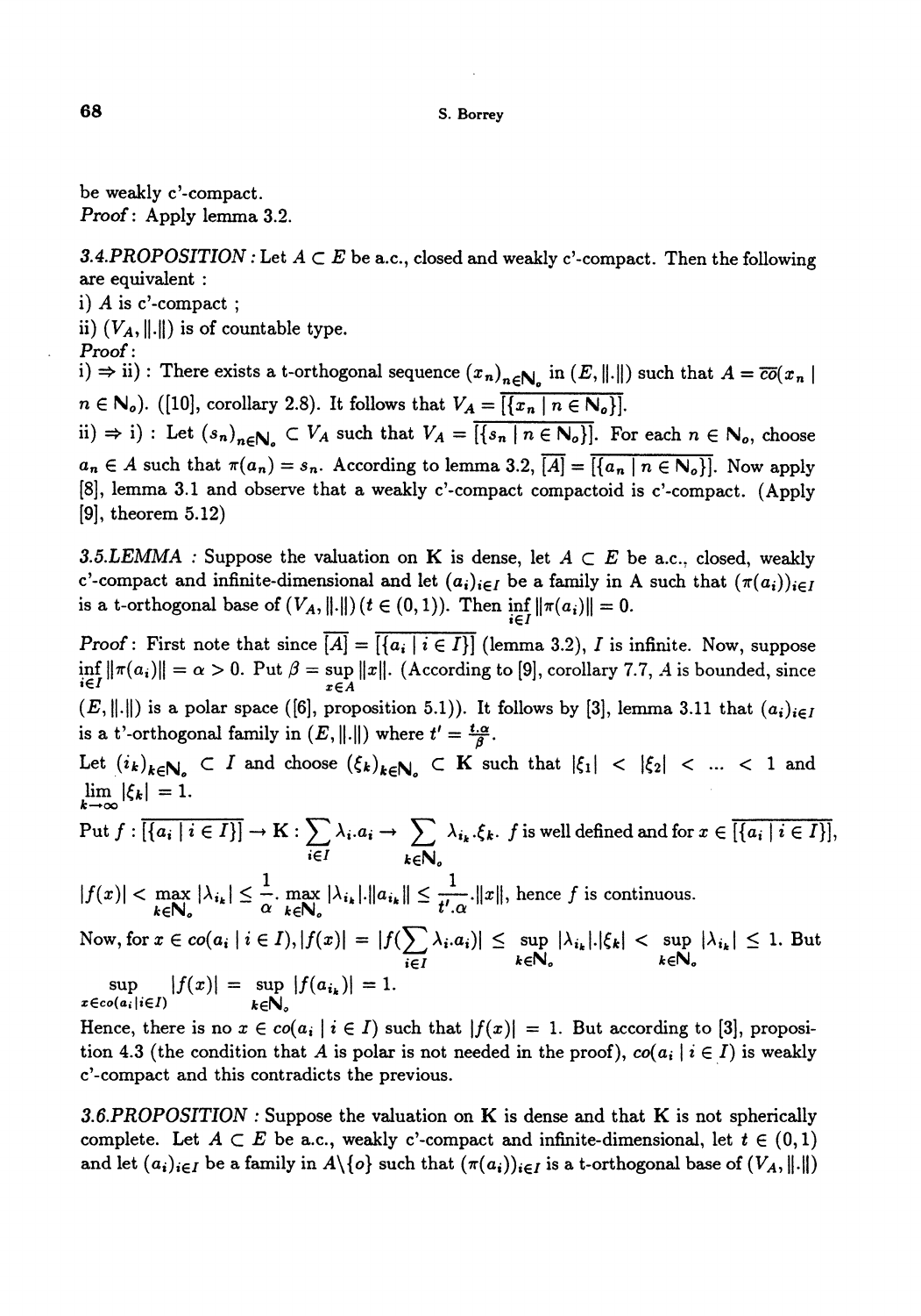be weakly c'-compact.

*Proof*: Apply lemma 3.2.

*3.4.PROPOSITION* : Let $A \subset E$ be a.c., closed and weakly c'-compact. Then the following are equivalent :

i) $A$ is c'-compact ;

ii) $(V_A, \|.\|)$ is of countable type.

*Proof*:

i) $\Rightarrow$ ii) : There exists a t-orthogonal sequence $(x_n)_{n\in\mathbb{N}_o}$ in $(E, \|.\|)$ such that $A = \overline{co}(x_n \mid n \in \mathbb{N}_o)$. ([10], corollary 2.8). It follows that $V_A = \overline{[\{x_n \mid n \in \mathbb{N}_o\}]}$.

ii) $\Rightarrow$ i) : Let $(s_n)_{n\in\mathbb{N}_o} \subset V_A$ such that $V_A = \overline{[\{s_n \mid n \in \mathbb{N}_o\}]}$. For each $n \in \mathbb{N}_o$, choose $a_n \in A$ such that $\pi(a_n) = s_n$. According to lemma 3.2, $\overline{[A]} = \overline{[\{a_n \mid n \in \mathbb{N}_o\}]}$. Now apply [8], lemma 3.1 and observe that a weakly c'-compact compactoid is c'-compact. (Apply [9], theorem 5.12)

*3.5.LEMMA* : Suppose the valuation on $\mathbf{K}$ is dense, let $A \subset E$ be a.c., closed, weakly c'-compact and infinite-dimensional and let $(a_i)_{i\in I}$ be a family in A such that $(\pi(a_i))_{i\in I}$ is a t-orthogonal base of $(V_A, \|.\|)$ $(t \in (0,1))$. Then $\inf_{i\in I} \|\pi(a_i)\| = 0$.

*Proof*: First note that since $\overline{[A]} = \overline{[\{a_i \mid i \in I\}]}$ (lemma 3.2), $I$ is infinite. Now, suppose $\inf_{i\in I} \|\pi(a_i)\| = \alpha > 0$. Put $\beta = \sup_{x\in A} \|x\|$. (According to [9], corollary 7.7, $A$ is bounded, since $(E, \|.\|)$ is a polar space ([6], proposition 5.1)). It follows by [3], lemma 3.11 that $(a_i)_{i\in I}$ is a t'-orthogonal family in $(E, \|.\|)$ where $t' = \frac{t.\alpha}{\beta}$.

Let $(i_k)_{k\in\mathbb{N}_o} \subset I$ and choose $(\xi_k)_{k\in\mathbb{N}_o} \subset \mathbf{K}$ such that $|\xi_1| < |\xi_2| < \ldots < 1$ and $\lim_{k\to\infty} |\xi_k| = 1$.

Put $f : \overline{[\{a_i \mid i \in I\}]} \to \mathbf{K} : \sum_{i\in I} \lambda_i.a_i \to \sum_{k\in\mathbb{N}_o} \lambda_{i_k}.\xi_k$. $f$ is well defined and for $x \in \overline{[\{a_i \mid i \in I\}]}$,

$|f(x)| < \max_{k\in\mathbb{N}_o} |\lambda_{i_k}| \leq \frac{1}{\alpha}.\max_{k\in\mathbb{N}_o} |\lambda_{i_k}|.\|a_{i_k}\| \leq \frac{1}{t'.\alpha}.\|x\|$, hence $f$ is continuous.

Now, for $x \in co(a_i \mid i \in I), |f(x)| = |f(\sum_{i\in I} \lambda_i.a_i)| \leq \sup_{k\in\mathbb{N}_o} |\lambda_{i_k}|.|\xi_k| < \sup_{k\in\mathbb{N}_o} |\lambda_{i_k}| \leq 1$. But $\sup_{x\in co(a_i|i\in I)} |f(x)| = \sup_{k\in\mathbb{N}_o} |f(a_{i_k})| = 1$.

Hence, there is no $x \in co(a_i \mid i \in I)$ such that $|f(x)| = 1$. But according to [3], proposition 4.3 (the condition that $A$ is polar is not needed in the proof), $co(a_i \mid i \in I)$ is weakly c'-compact and this contradicts the previous.

*3.6.PROPOSITION* : Suppose the valuation on $\mathbf{K}$ is dense and that $\mathbf{K}$ is not spherically complete. Let $A \subset E$ be a.c., weakly c'-compact and infinite-dimensional, let $t \in (0,1)$ and let $(a_i)_{i\in I}$ be a family in $A\backslash\{o\}$ such that $(\pi(a_i))_{i\in I}$ is a t-orthogonal base of $(V_A, \|.\|)$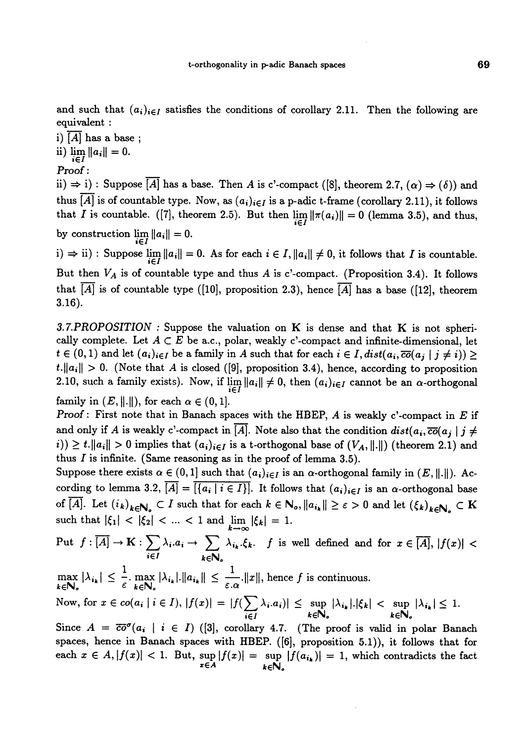and such that $(a_i)_{i\in I}$ satisfies the conditions of corollary 2.11. Then the following are equivalent :

i) $\overline{[A]}$ has a base ;

ii) $\lim_{i\in I} \|a_i\| = 0$.

*Proof* :

ii) $\Rightarrow$ i) : Suppose $\overline{[A]}$ has a base. Then $A$ is c'-compact ([8], theorem 2.7, $(\alpha) \Rightarrow (\delta)$) and thus $\overline{[A]}$ is of countable type. Now, as $(a_i)_{i\in I}$ is a p-adic t-frame (corollary 2.11), it follows that $I$ is countable. ([7], theorem 2.5). But then $\lim_{i\in I} \|\pi(a_i)\| = 0$ (lemma 3.5), and thus, by construction $\lim_{i\in I} \|a_i\| = 0$.

i) $\Rightarrow$ ii) : Suppose $\lim_{i\in I} \|a_i\| = 0$. As for each $i \in I, \|a_i\| \neq 0$, it follows that $I$ is countable. But then $V_A$ is of countable type and thus $A$ is c'-compact. (Proposition 3.4). It follows that $\overline{[A]}$ is of countable type ([10], proposition 2.3), hence $\overline{[A]}$ has a base ([12], theorem 3.16).

*3.7.PROPOSITION* : Suppose the valuation on $\mathbf{K}$ is dense and that $\mathbf{K}$ is not spherically complete. Let $A \subset E$ be a.c., polar, weakly c'-compact and infinite-dimensional, let $t \in (0,1)$ and let $(a_i)_{i\in I}$ be a family in $A$ such that for each $i \in I, dist(a_i, \overline{co}(a_j \mid j \neq i)) \geq t.\|a_i\| > 0$. (Note that $A$ is closed ([9], proposition 3.4), hence, according to proposition 2.10, such a family exists). Now, if $\lim_{i\in I} \|a_i\| \neq 0$, then $(a_i)_{i\in I}$ cannot be an $\alpha$-orthogonal family in $(E, \|.\|)$, for each $\alpha \in (0,1]$.

*Proof* : First note that in Banach spaces with the HBEP, $A$ is weakly c'-compact in $E$ if and only if $A$ is weakly c'-compact in $\overline{[A]}$. Note also that the condition $dist(a_i, \overline{co}(a_j \mid j \neq i)) \geq t.\|a_i\| > 0$ implies that $(a_i)_{i\in I}$ is a t-orthogonal base of $(V_A, \|.\|)$ (theorem 2.1) and thus $I$ is infinite. (Same reasoning as in the proof of lemma 3.5).

Suppose there exists $\alpha \in (0,1]$ such that $(a_i)_{i\in I}$ is an $\alpha$-orthogonal family in $(E, \|.\|)$. According to lemma 3.2, $\overline{[A]} = \overline{[\{a_i \mid i \in I\}]}$. It follows that $(a_i)_{i\in I}$ is an $\alpha$-orthogonal base of $\overline{[A]}$. Let $(i_k)_{k\in \mathbf{N}_o} \subset I$ such that for each $k \in \mathbf{N}_o, \|a_{i_k}\| \geq \varepsilon > 0$ and let $(\xi_k)_{k\in\mathbf{N}_o} \subset \mathbf{K}$ such that $|\xi_1| < |\xi_2| < ... < 1$ and $\lim_{k\to\infty} |\xi_k| = 1$.

Put $f : \overline{[A]} \to \mathbf{K} : \sum_{i\in I} \lambda_i.a_i \to \sum_{k\in\mathbf{N}_o} \lambda_{i_k}.\xi_k$. $f$ is well defined and for $x \in \overline{[A]}$, $|f(x)| < \max_{k\in\mathbf{N}_o} |\lambda_{i_k}| \leq \frac{1}{\varepsilon}. \max_{k\in\mathbf{N}_o} |\lambda_{i_k}|.\|a_{i_k}\| \leq \frac{1}{\varepsilon.\alpha}.\|x\|$, hence $f$ is continuous.

Now, for $x \in co(a_i \mid i \in I)$, $|f(x)| = |f(\sum_{i\in I} \lambda_i.a_i)| \leq \sup_{k\in\mathbf{N}_o} |\lambda_{i_k}|.|\xi_k| < \sup_{k\in\mathbf{N}_o} |\lambda_{i_k}| \leq 1$.

Since $A = \overline{co}^{\sigma}(a_i \mid i \in I)$ ([3], corollary 4.7. (The proof is valid in polar Banach spaces, hence in Banach spaces with HBEP. ([6], proposition 5.1)), it follows that for each $x \in A, |f(x)| < 1$. But, $\sup_{x\in A} |f(x)| = \sup_{k\in\mathbf{N}_o} |f(a_{i_k})| = 1$, which contradicts the fact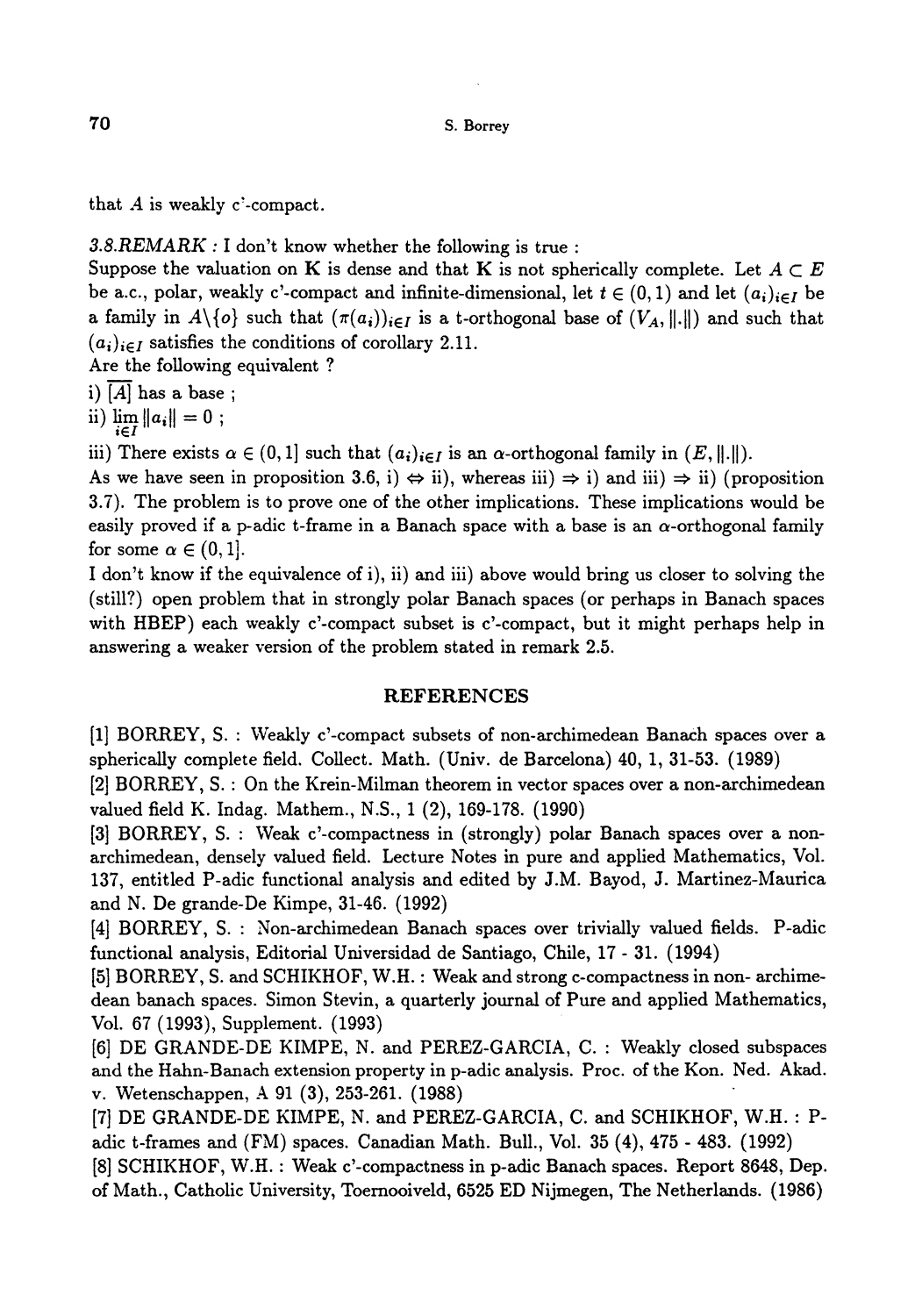that $A$ is weakly c'-compact.

*3.8.REMARK* : I don't know whether the following is true :
Suppose the valuation on $\mathbf{K}$ is dense and that $\mathbf{K}$ is not spherically complete. Let $A \subset E$ be a.c., polar, weakly c'-compact and infinite-dimensional, let $t \in (0,1)$ and let $(a_i)_{i \in I}$ be a family in $A \backslash \{o\}$ such that $(\pi(a_i))_{i \in I}$ is a t-orthogonal base of $(V_A, \|.\|)$ and such that $(a_i)_{i \in I}$ satisfies the conditions of corollary 2.11.
Are the following equivalent ?

i) $\overline{[A]}$ has a base ;

ii) $\lim\limits_{i \in I} \|a_i\| = 0$ ;

iii) There exists $\alpha \in (0,1]$ such that $(a_i)_{i \in I}$ is an $\alpha$-orthogonal family in $(E, \|.\|)$.

As we have seen in proposition 3.6, i) $\Leftrightarrow$ ii), whereas iii) $\Rightarrow$ i) and iii) $\Rightarrow$ ii) (proposition 3.7). The problem is to prove one of the other implications. These implications would be easily proved if a p-adic t-frame in a Banach space with a base is an $\alpha$-orthogonal family for some $\alpha \in (0,1]$.

I don't know if the equivalence of i), ii) and iii) above would bring us closer to solving the (still?) open problem that in strongly polar Banach spaces (or perhaps in Banach spaces with HBEP) each weakly c'-compact subset is c'-compact, but it might perhaps help in answering a weaker version of the problem stated in remark 2.5.

## REFERENCES

[1] BORREY, S. : Weakly c'-compact subsets of non-archimedean Banach spaces over a spherically complete field. Collect. Math. (Univ. de Barcelona) 40, 1, 31-53. (1989)

[2] BORREY, S. : On the Krein-Milman theorem in vector spaces over a non-archimedean valued field K. Indag. Mathem., N.S., 1 (2), 169-178. (1990)

[3] BORREY, S. : Weak c'-compactness in (strongly) polar Banach spaces over a non-archimedean, densely valued field. Lecture Notes in pure and applied Mathematics, Vol. 137, entitled P-adic functional analysis and edited by J.M. Bayod, J. Martinez-Maurica and N. De grande-De Kimpe, 31-46. (1992)

[4] BORREY, S. : Non-archimedean Banach spaces over trivially valued fields. P-adic functional analysis, Editorial Universidad de Santiago, Chile, 17 - 31. (1994)

[5] BORREY, S. and SCHIKHOF, W.H. : Weak and strong c-compactness in non- archimedean banach spaces. Simon Stevin, a quarterly journal of Pure and applied Mathematics, Vol. 67 (1993), Supplement. (1993)

[6] DE GRANDE-DE KIMPE, N. and PEREZ-GARCIA, C. : Weakly closed subspaces and the Hahn-Banach extension property in p-adic analysis. Proc. of the Kon. Ned. Akad. v. Wetenschappen, A 91 (3), 253-261. (1988)

[7] DE GRANDE-DE KIMPE, N. and PEREZ-GARCIA, C. and SCHIKHOF, W.H. : P-adic t-frames and (FM) spaces. Canadian Math. Bull., Vol. 35 (4), 475 - 483. (1992)

[8] SCHIKHOF, W.H. : Weak c'-compactness in p-adic Banach spaces. Report 8648, Dep. of Math., Catholic University, Toernooiveld, 6525 ED Nijmegen, The Netherlands. (1986)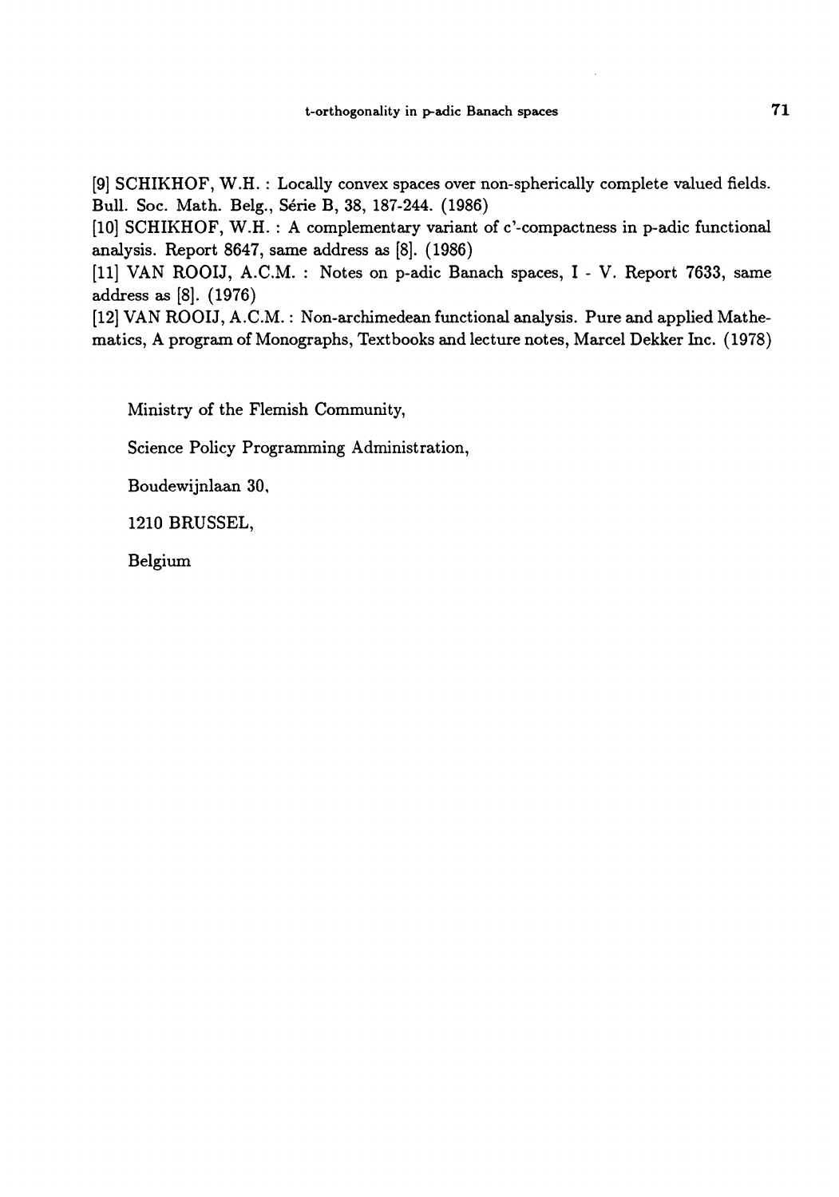[9] SCHIKHOF, W.H. : Locally convex spaces over non-spherically complete valued fields. Bull. Soc. Math. Belg., Série B, 38, 187-244. (1986)

[10] SCHIKHOF, W.H. : A complementary variant of c'-compactness in p-adic functional analysis. Report 8647, same address as [8]. (1986)

[11] VAN ROOIJ, A.C.M. : Notes on p-adic Banach spaces, I - V. Report 7633, same address as [8]. (1976)

[12] VAN ROOIJ, A.C.M. : Non-archimedean functional analysis. Pure and applied Mathematics, A program of Monographs, Textbooks and lecture notes, Marcel Dekker Inc. (1978)

Ministry of the Flemish Community,

Science Policy Programming Administration,

Boudewijnlaan 30,

1210 BRUSSEL,

Belgium